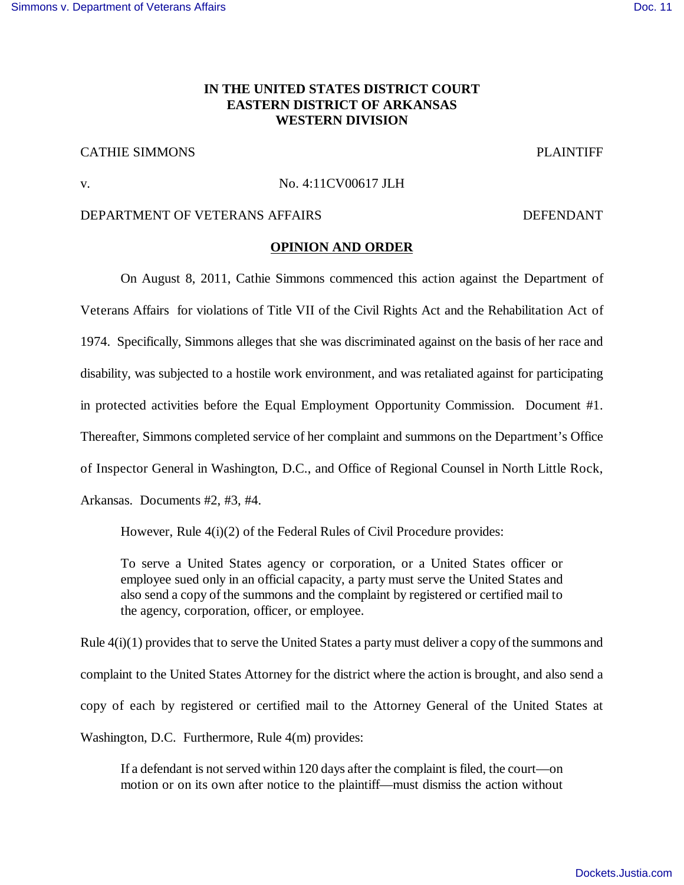**IN THE UNITED STATES DISTRICT COURT**
**EASTERN DISTRICT OF ARKANSAS**
**WESTERN DIVISION**

CATHIE SIMMONS PLAINTIFF

v. No. 4:11CV00617 JLH

DEPARTMENT OF VETERANS AFFAIRS DEFENDANT

**OPINION AND ORDER**

On August 8, 2011, Cathie Simmons commenced this action against the Department of Veterans Affairs for violations of Title VII of the Civil Rights Act and the Rehabilitation Act of 1974. Specifically, Simmons alleges that she was discriminated against on the basis of her race and disability, was subjected to a hostile work environment, and was retaliated against for participating in protected activities before the Equal Employment Opportunity Commission. Document #1. Thereafter, Simmons completed service of her complaint and summons on the Department's Office of Inspector General in Washington, D.C., and Office of Regional Counsel in North Little Rock, Arkansas. Documents #2, #3, #4.

However, Rule 4(i)(2) of the Federal Rules of Civil Procedure provides:

> To serve a United States agency or corporation, or a United States officer or employee sued only in an official capacity, a party must serve the United States and also send a copy of the summons and the complaint by registered or certified mail to the agency, corporation, officer, or employee.

Rule 4(i)(1) provides that to serve the United States a party must deliver a copy of the summons and complaint to the United States Attorney for the district where the action is brought, and also send a copy of each by registered or certified mail to the Attorney General of the United States at Washington, D.C. Furthermore, Rule 4(m) provides:

> If a defendant is not served within 120 days after the complaint is filed, the court—on motion or on its own after notice to the plaintiff—must dismiss the action without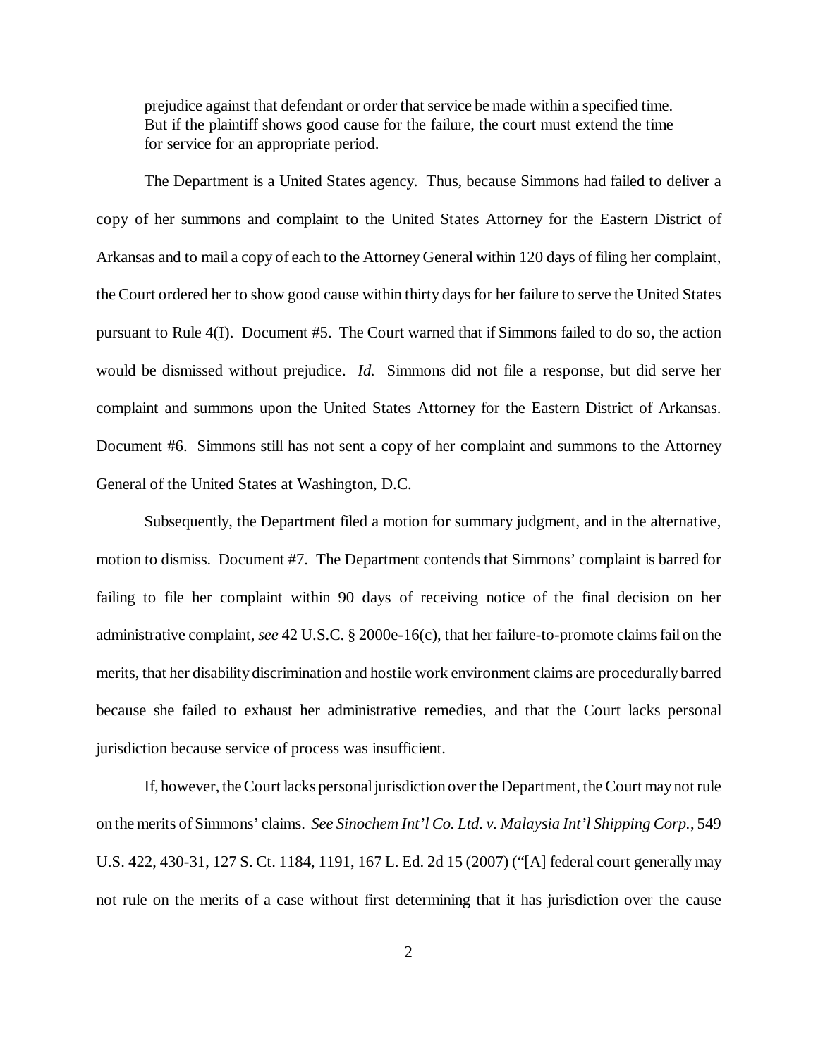prejudice against that defendant or order that service be made within a specified time. But if the plaintiff shows good cause for the failure, the court must extend the time for service for an appropriate period.

The Department is a United States agency. Thus, because Simmons had failed to deliver a copy of her summons and complaint to the United States Attorney for the Eastern District of Arkansas and to mail a copy of each to the Attorney General within 120 days of filing her complaint, the Court ordered her to show good cause within thirty days for her failure to serve the United States pursuant to Rule 4(I). Document #5. The Court warned that if Simmons failed to do so, the action would be dismissed without prejudice. *Id.* Simmons did not file a response, but did serve her complaint and summons upon the United States Attorney for the Eastern District of Arkansas. Document #6. Simmons still has not sent a copy of her complaint and summons to the Attorney General of the United States at Washington, D.C.

Subsequently, the Department filed a motion for summary judgment, and in the alternative, motion to dismiss. Document #7. The Department contends that Simmons' complaint is barred for failing to file her complaint within 90 days of receiving notice of the final decision on her administrative complaint, *see* 42 U.S.C. § 2000e-16(c), that her failure-to-promote claims fail on the merits, that her disability discrimination and hostile work environment claims are procedurally barred because she failed to exhaust her administrative remedies, and that the Court lacks personal jurisdiction because service of process was insufficient.

If, however, the Court lacks personal jurisdiction over the Department, the Court may not rule on the merits of Simmons' claims. *See Sinochem Int'l Co. Ltd. v. Malaysia Int'l Shipping Corp.*, 549 U.S. 422, 430-31, 127 S. Ct. 1184, 1191, 167 L. Ed. 2d 15 (2007) ("[A] federal court generally may not rule on the merits of a case without first determining that it has jurisdiction over the cause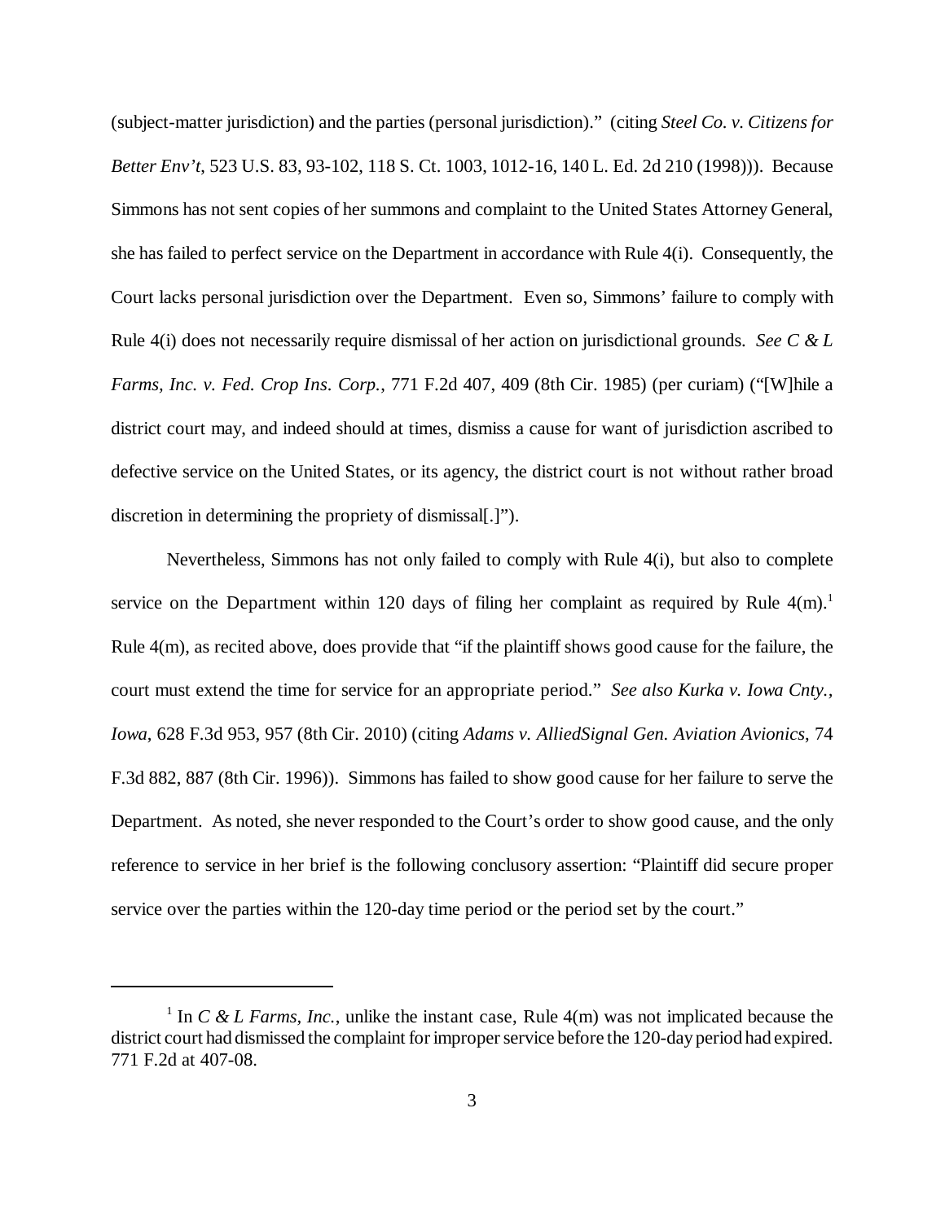(subject-matter jurisdiction) and the parties (personal jurisdiction)." (citing *Steel Co. v. Citizens for Better Env't*, 523 U.S. 83, 93-102, 118 S. Ct. 1003, 1012-16, 140 L. Ed. 2d 210 (1998))). Because Simmons has not sent copies of her summons and complaint to the United States Attorney General, she has failed to perfect service on the Department in accordance with Rule 4(i). Consequently, the Court lacks personal jurisdiction over the Department. Even so, Simmons' failure to comply with Rule 4(i) does not necessarily require dismissal of her action on jurisdictional grounds. *See C & L Farms, Inc. v. Fed. Crop Ins. Corp.*, 771 F.2d 407, 409 (8th Cir. 1985) (per curiam) ("[W]hile a district court may, and indeed should at times, dismiss a cause for want of jurisdiction ascribed to defective service on the United States, or its agency, the district court is not without rather broad discretion in determining the propriety of dismissal[.]").

Nevertheless, Simmons has not only failed to comply with Rule 4(i), but also to complete service on the Department within 120 days of filing her complaint as required by Rule 4(m).[1] Rule 4(m), as recited above, does provide that "if the plaintiff shows good cause for the failure, the court must extend the time for service for an appropriate period." *See also Kurka v. Iowa Cnty., Iowa*, 628 F.3d 953, 957 (8th Cir. 2010) (citing *Adams v. AlliedSignal Gen. Aviation Avionics*, 74 F.3d 882, 887 (8th Cir. 1996)). Simmons has failed to show good cause for her failure to serve the Department. As noted, she never responded to the Court's order to show good cause, and the only reference to service in her brief is the following conclusory assertion: "Plaintiff did secure proper service over the parties within the 120-day time period or the period set by the court."

---

[1] In *C & L Farms, Inc.*, unlike the instant case, Rule 4(m) was not implicated because the district court had dismissed the complaint for improper service before the 120-day period had expired. 771 F.2d at 407-08.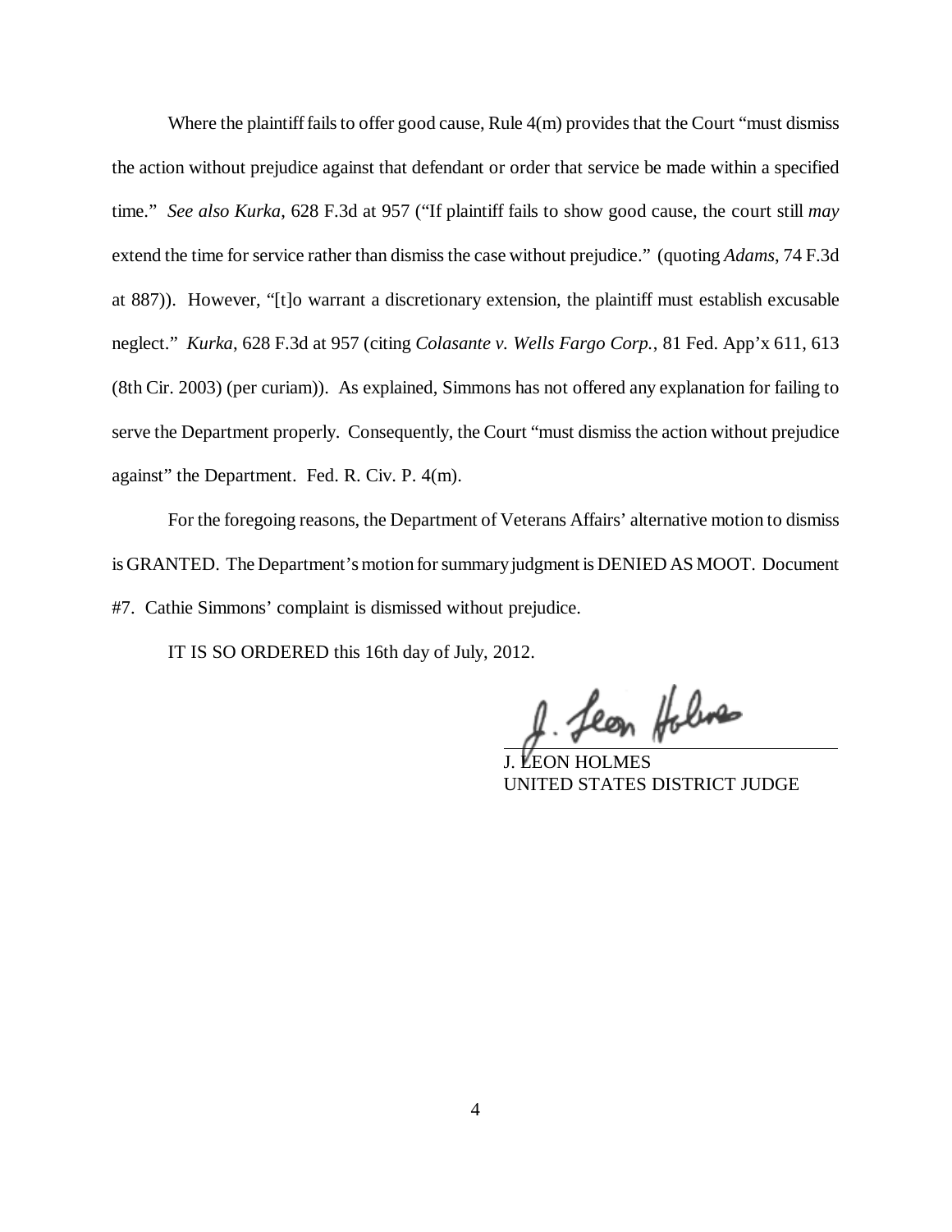Where the plaintiff fails to offer good cause, Rule 4(m) provides that the Court "must dismiss the action without prejudice against that defendant or order that service be made within a specified time." *See also Kurka*, 628 F.3d at 957 ("If plaintiff fails to show good cause, the court still *may* extend the time for service rather than dismiss the case without prejudice." (quoting *Adams*, 74 F.3d at 887)). However, "[t]o warrant a discretionary extension, the plaintiff must establish excusable neglect." *Kurka*, 628 F.3d at 957 (citing *Colasante v. Wells Fargo Corp.*, 81 Fed. App'x 611, 613 (8th Cir. 2003) (per curiam)). As explained, Simmons has not offered any explanation for failing to serve the Department properly. Consequently, the Court "must dismiss the action without prejudice against" the Department. Fed. R. Civ. P. 4(m).

For the foregoing reasons, the Department of Veterans Affairs' alternative motion to dismiss is GRANTED. The Department's motion for summary judgment is DENIED AS MOOT. Document #7. Cathie Simmons' complaint is dismissed without prejudice.

IT IS SO ORDERED this 16th day of July, 2012.

J. Leon Holmes

J. LEON HOLMES
UNITED STATES DISTRICT JUDGE